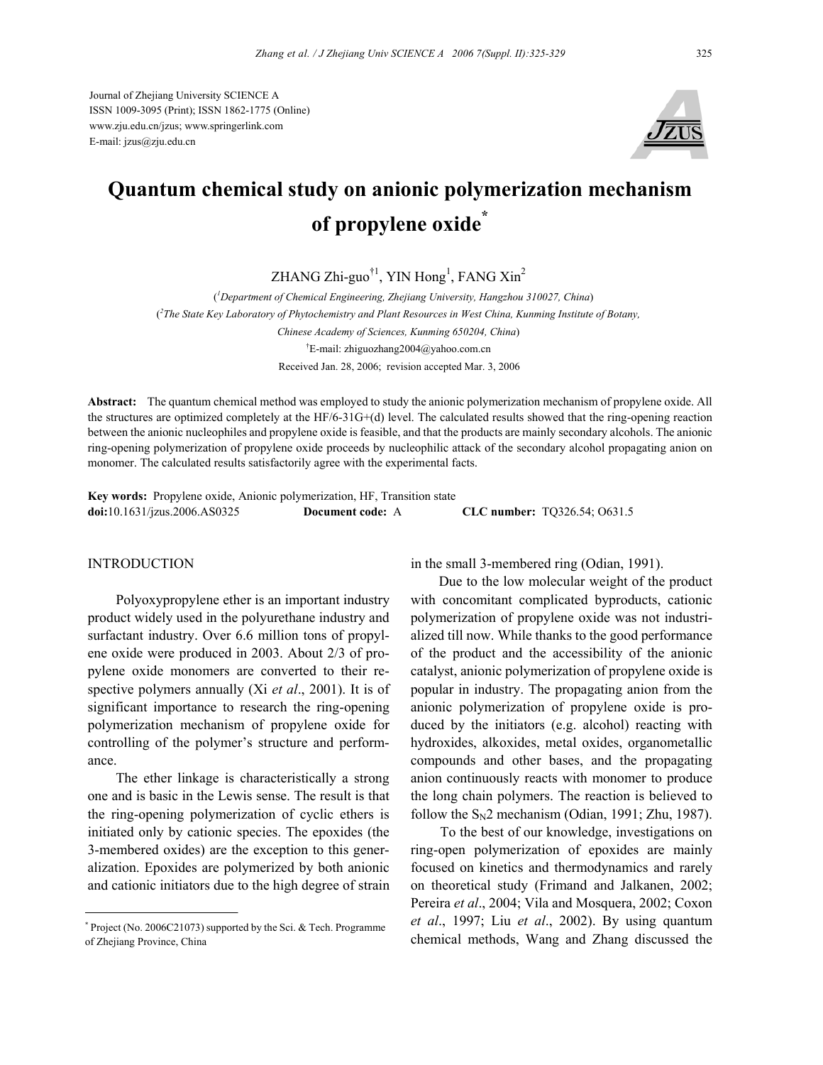Journal of Zhejiang University SCIENCE A
ISSN 1009-3095 (Print); ISSN 1862-1775 (Online)
www.zju.edu.cn/jzus; www.springerlink.com
E-mail: jzus@zju.edu.cn

# Quantum chemical study on anionic polymerization mechanism of propylene oxide*

ZHANG Zhi-guo[†1], YIN Hong[1], FANG Xin[2]

([1]Department of Chemical Engineering, Zhejiang University, Hangzhou 310027, China)
([2]The State Key Laboratory of Phytochemistry and Plant Resources in West China, Kunming Institute of Botany, Chinese Academy of Sciences, Kunming 650204, China)
[†]E-mail: zhiguozhang2004@yahoo.com.cn
Received Jan. 28, 2006; revision accepted Mar. 3, 2006

**Abstract:** The quantum chemical method was employed to study the anionic polymerization mechanism of propylene oxide. All the structures are optimized completely at the HF/6-31G+(d) level. The calculated results showed that the ring-opening reaction between the anionic nucleophiles and propylene oxide is feasible, and that the products are mainly secondary alcohols. The anionic ring-opening polymerization of propylene oxide proceeds by nucleophilic attack of the secondary alcohol propagating anion on monomer. The calculated results satisfactorily agree with the experimental facts.

**Key words:** Propylene oxide, Anionic polymerization, HF, Transition state
**doi:**10.1631/jzus.2006.AS0325 **Document code:** A **CLC number:** TQ326.54; O631.5

## INTRODUCTION

Polyoxypropylene ether is an important industry product widely used in the polyurethane industry and surfactant industry. Over 6.6 million tons of propylene oxide were produced in 2003. About 2/3 of propylene oxide monomers are converted to their respective polymers annually (Xi *et al*., 2001). It is of significant importance to research the ring-opening polymerization mechanism of propylene oxide for controlling of the polymer's structure and performance.

The ether linkage is characteristically a strong one and is basic in the Lewis sense. The result is that the ring-opening polymerization of cyclic ethers is initiated only by cationic species. The epoxides (the 3-membered oxides) are the exception to this generalization. Epoxides are polymerized by both anionic and cationic initiators due to the high degree of strain in the small 3-membered ring (Odian, 1991).

Due to the low molecular weight of the product with concomitant complicated byproducts, cationic polymerization of propylene oxide was not industrialized till now. While thanks to the good performance of the product and the accessibility of the anionic catalyst, anionic polymerization of propylene oxide is popular in industry. The propagating anion from the anionic polymerization of propylene oxide is produced by the initiators (e.g. alcohol) reacting with hydroxides, alkoxides, metal oxides, organometallic compounds and other bases, and the propagating anion continuously reacts with monomer to produce the long chain polymers. The reaction is believed to follow the $S_N2$ mechanism (Odian, 1991; Zhu, 1987).

To the best of our knowledge, investigations on ring-open polymerization of epoxides are mainly focused on kinetics and thermodynamics and rarely on theoretical study (Frimand and Jalkanen, 2002; Pereira *et al*., 2004; Vila and Mosquera, 2002; Coxon *et al*., 1997; Liu *et al*., 2002). By using quantum chemical methods, Wang and Zhang discussed the

* Project (No. 2006C21073) supported by the Sci. & Tech. Programme of Zhejiang Province, China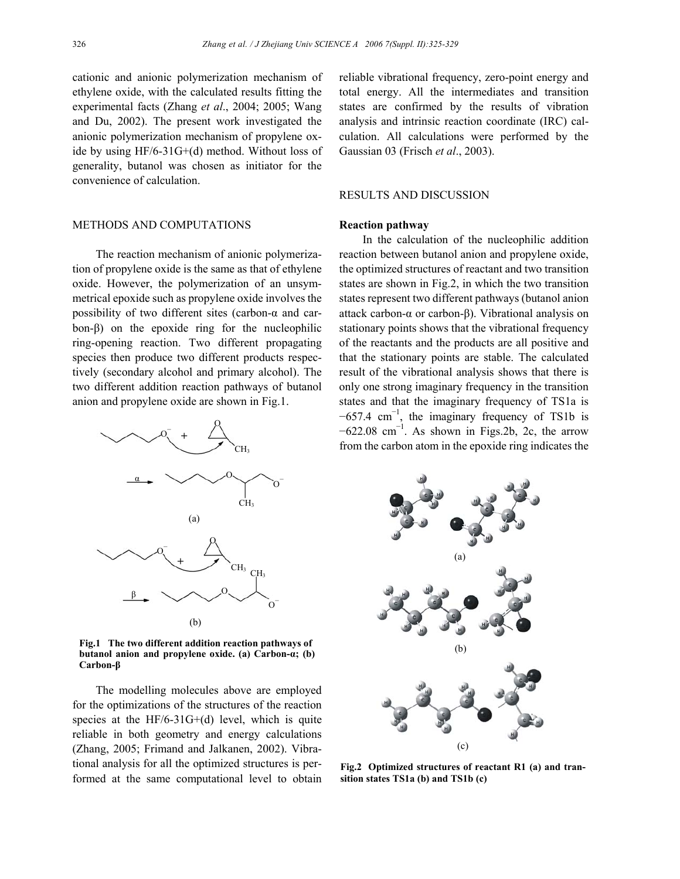cationic and anionic polymerization mechanism of ethylene oxide, with the calculated results fitting the experimental facts (Zhang *et al*., 2004; 2005; Wang and Du, 2002). The present work investigated the anionic polymerization mechanism of propylene oxide by using HF/6-31G+(d) method. Without loss of generality, butanol was chosen as initiator for the convenience of calculation.

## METHODS AND COMPUTATIONS

The reaction mechanism of anionic polymerization of propylene oxide is the same as that of ethylene oxide. However, the polymerization of an unsymmetrical epoxide such as propylene oxide involves the possibility of two different sites (carbon-α and carbon-β) on the epoxide ring for the nucleophilic ring-opening reaction. Two different propagating species then produce two different products respectively (secondary alcohol and primary alcohol). The two different addition reaction pathways of butanol anion and propylene oxide are shown in Fig.1.

**Fig.1 The two different addition reaction pathways of butanol anion and propylene oxide. (a) Carbon-α; (b) Carbon-β**

The modelling molecules above are employed for the optimizations of the structures of the reaction species at the HF/6-31G+(d) level, which is quite reliable in both geometry and energy calculations (Zhang, 2005; Frimand and Jalkanen, 2002). Vibrational analysis for all the optimized structures is performed at the same computational level to obtain reliable vibrational frequency, zero-point energy and total energy. All the intermediates and transition states are confirmed by the results of vibration analysis and intrinsic reaction coordinate (IRC) calculation. All calculations were performed by the Gaussian 03 (Frisch *et al*., 2003).

## RESULTS AND DISCUSSION

### Reaction pathway

In the calculation of the nucleophilic addition reaction between butanol anion and propylene oxide, the optimized structures of reactant and two transition states are shown in Fig.2, in which the two transition states represent two different pathways (butanol anion attack carbon-α or carbon-β). Vibrational analysis on stationary points shows that the vibrational frequency of the reactants and the products are all positive and that the stationary points are stable. The calculated result of the vibrational analysis shows that there is only one strong imaginary frequency in the transition states and that the imaginary frequency of TS1a is $-657.4$ cm$^{-1}$, the imaginary frequency of TS1b is $-622.08$ cm$^{-1}$. As shown in Figs.2b, 2c, the arrow from the carbon atom in the epoxide ring indicates the

**Fig.2 Optimized structures of reactant R1 (a) and transition states TS1a (b) and TS1b (c)**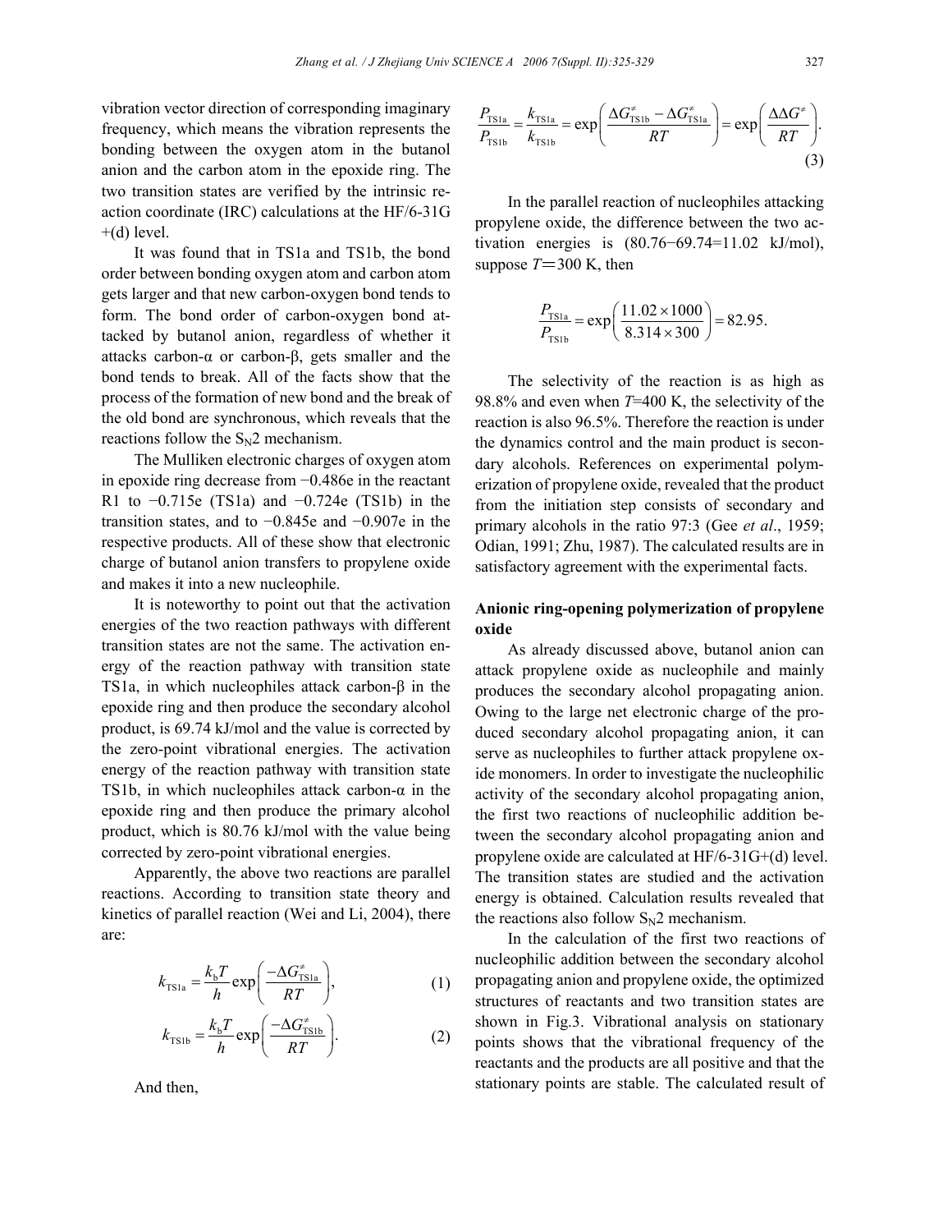vibration vector direction of corresponding imaginary frequency, which means the vibration represents the bonding between the oxygen atom in the butanol anion and the carbon atom in the epoxide ring. The two transition states are verified by the intrinsic reaction coordinate (IRC) calculations at the HF/6-31G +(d) level.

It was found that in TS1a and TS1b, the bond order between bonding oxygen atom and carbon atom gets larger and that new carbon-oxygen bond tends to form. The bond order of carbon-oxygen bond attacked by butanol anion, regardless of whether it attacks carbon-α or carbon-β, gets smaller and the bond tends to break. All of the facts show that the process of the formation of new bond and the break of the old bond are synchronous, which reveals that the reactions follow the $S_N2$ mechanism.

The Mulliken electronic charges of oxygen atom in epoxide ring decrease from −0.486e in the reactant R1 to −0.715e (TS1a) and −0.724e (TS1b) in the transition states, and to −0.845e and −0.907e in the respective products. All of these show that electronic charge of butanol anion transfers to propylene oxide and makes it into a new nucleophile.

It is noteworthy to point out that the activation energies of the two reaction pathways with different transition states are not the same. The activation energy of the reaction pathway with transition state TS1a, in which nucleophiles attack carbon-β in the epoxide ring and then produce the secondary alcohol product, is 69.74 kJ/mol and the value is corrected by the zero-point vibrational energies. The activation energy of the reaction pathway with transition state TS1b, in which nucleophiles attack carbon-α in the epoxide ring and then produce the primary alcohol product, which is 80.76 kJ/mol with the value being corrected by zero-point vibrational energies.

Apparently, the above two reactions are parallel reactions. According to transition state theory and kinetics of parallel reaction (Wei and Li, 2004), there are:

$$k_{\mathrm{TS1a}} = \frac{k_{\mathrm{b}}T}{h}\exp\left(\frac{-\Delta G^{\neq}_{\mathrm{TS1a}}}{RT}\right), \tag{1}$$

$$k_{\mathrm{TS1b}} = \frac{k_{\mathrm{b}}T}{h}\exp\left(\frac{-\Delta G^{\neq}_{\mathrm{TS1b}}}{RT}\right). \tag{2}$$

And then,

$$\frac{P_{\mathrm{TS1a}}}{P_{\mathrm{TS1b}}} = \frac{k_{\mathrm{TS1a}}}{k_{\mathrm{TS1b}}} = \exp\left(\frac{\Delta G^{\neq}_{\mathrm{TS1b}} - \Delta G^{\neq}_{\mathrm{TS1a}}}{RT}\right) = \exp\left(\frac{\Delta\Delta G^{\neq}}{RT}\right). \tag{3}$$

In the parallel reaction of nucleophiles attacking propylene oxide, the difference between the two activation energies is (80.76−69.74=11.02 kJ/mol), suppose $T$=300 K, then

$$\frac{P_{\mathrm{TS1a}}}{P_{\mathrm{TS1b}}} = \exp\left(\frac{11.02\times 1000}{8.314\times 300}\right) = 82.95.$$

The selectivity of the reaction is as high as 98.8% and even when $T$=400 K, the selectivity of the reaction is also 96.5%. Therefore the reaction is under the dynamics control and the main product is secondary alcohols. References on experimental polymerization of propylene oxide, revealed that the product from the initiation step consists of secondary and primary alcohols in the ratio 97:3 (Gee *et al*., 1959; Odian, 1991; Zhu, 1987). The calculated results are in satisfactory agreement with the experimental facts.

**Anionic ring-opening polymerization of propylene oxide**

As already discussed above, butanol anion can attack propylene oxide as nucleophile and mainly produces the secondary alcohol propagating anion. Owing to the large net electronic charge of the produced secondary alcohol propagating anion, it can serve as nucleophiles to further attack propylene oxide monomers. In order to investigate the nucleophilic activity of the secondary alcohol propagating anion, the first two reactions of nucleophilic addition between the secondary alcohol propagating anion and propylene oxide are calculated at HF/6-31G+(d) level. The transition states are studied and the activation energy is obtained. Calculation results revealed that the reactions also follow $S_N2$ mechanism.

In the calculation of the first two reactions of nucleophilic addition between the secondary alcohol propagating anion and propylene oxide, the optimized structures of reactants and two transition states are shown in Fig.3. Vibrational analysis on stationary points shows that the vibrational frequency of the reactants and the products are all positive and that the stationary points are stable. The calculated result of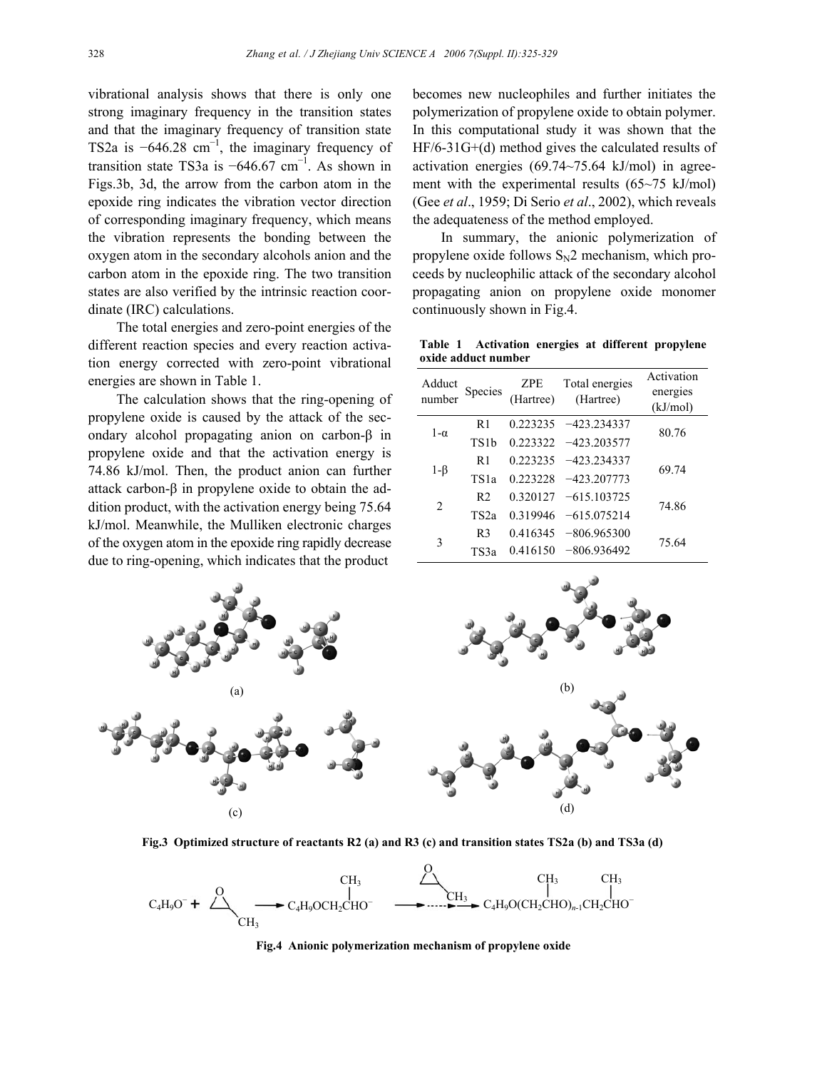vibrational analysis shows that there is only one strong imaginary frequency in the transition states and that the imaginary frequency of transition state TS2a is −646.28 $cm^{-1}$, the imaginary frequency of transition state TS3a is −646.67 $cm^{-1}$. As shown in Figs.3b, 3d, the arrow from the carbon atom in the epoxide ring indicates the vibration vector direction of corresponding imaginary frequency, which means the vibration represents the bonding between the oxygen atom in the secondary alcohols anion and the carbon atom in the epoxide ring. The two transition states are also verified by the intrinsic reaction coordinate (IRC) calculations.

The total energies and zero-point energies of the different reaction species and every reaction activation energy corrected with zero-point vibrational energies are shown in Table 1.

The calculation shows that the ring-opening of propylene oxide is caused by the attack of the secondary alcohol propagating anion on carbon-β in propylene oxide and that the activation energy is 74.86 kJ/mol. Then, the product anion can further attack carbon-β in propylene oxide to obtain the addition product, with the activation energy being 75.64 kJ/mol. Meanwhile, the Mulliken electronic charges of the oxygen atom in the epoxide ring rapidly decrease due to ring-opening, which indicates that the product becomes new nucleophiles and further initiates the polymerization of propylene oxide to obtain polymer. In this computational study it was shown that the HF/6-31G+(d) method gives the calculated results of activation energies (69.74~75.64 kJ/mol) in agreement with the experimental results (65~75 kJ/mol) (Gee *et al*., 1959; Di Serio *et al*., 2002), which reveals the adequateness of the method employed.

In summary, the anionic polymerization of propylene oxide follows $S_N2$ mechanism, which proceeds by nucleophilic attack of the secondary alcohol propagating anion on propylene oxide monomer continuously shown in Fig.4.

**Table 1 Activation energies at different propylene oxide adduct number**

| Adduct number | Species | ZPE (Hartree) | Total energies (Hartree) | Activation energies (kJ/mol) |
|---|---|---|---|---|
| 1-α | R1 | 0.223235 | −423.234337 | 80.76 |
| | TS1b | 0.223322 | −423.203577 | |
| 1-β | R1 | 0.223235 | −423.234337 | 69.74 |
| | TS1a | 0.223228 | −423.207773 | |
| 2 | R2 | 0.320127 | −615.103725 | 74.86 |
| | TS2a | 0.319946 | −615.075214 | |
| 3 | R3 | 0.416345 | −806.965300 | 75.64 |
| | TS3a | 0.416150 | −806.936492 | |

(a) (b) (c) (d)

**Fig.3 Optimized structure of reactants R2 (a) and R3 (c) and transition states TS2a (b) and TS3a (d)**

$$C_4H_9O^- + \text{PO} \longrightarrow C_4H_9OCH_2CH(CH_3)O^- \xrightarrow{\text{PO}} \cdots \longrightarrow C_4H_9O(CH_2CH(CH_3)O)_{n-1}CH_2CH(CH_3)O^-$$

**Fig.4 Anionic polymerization mechanism of propylene oxide**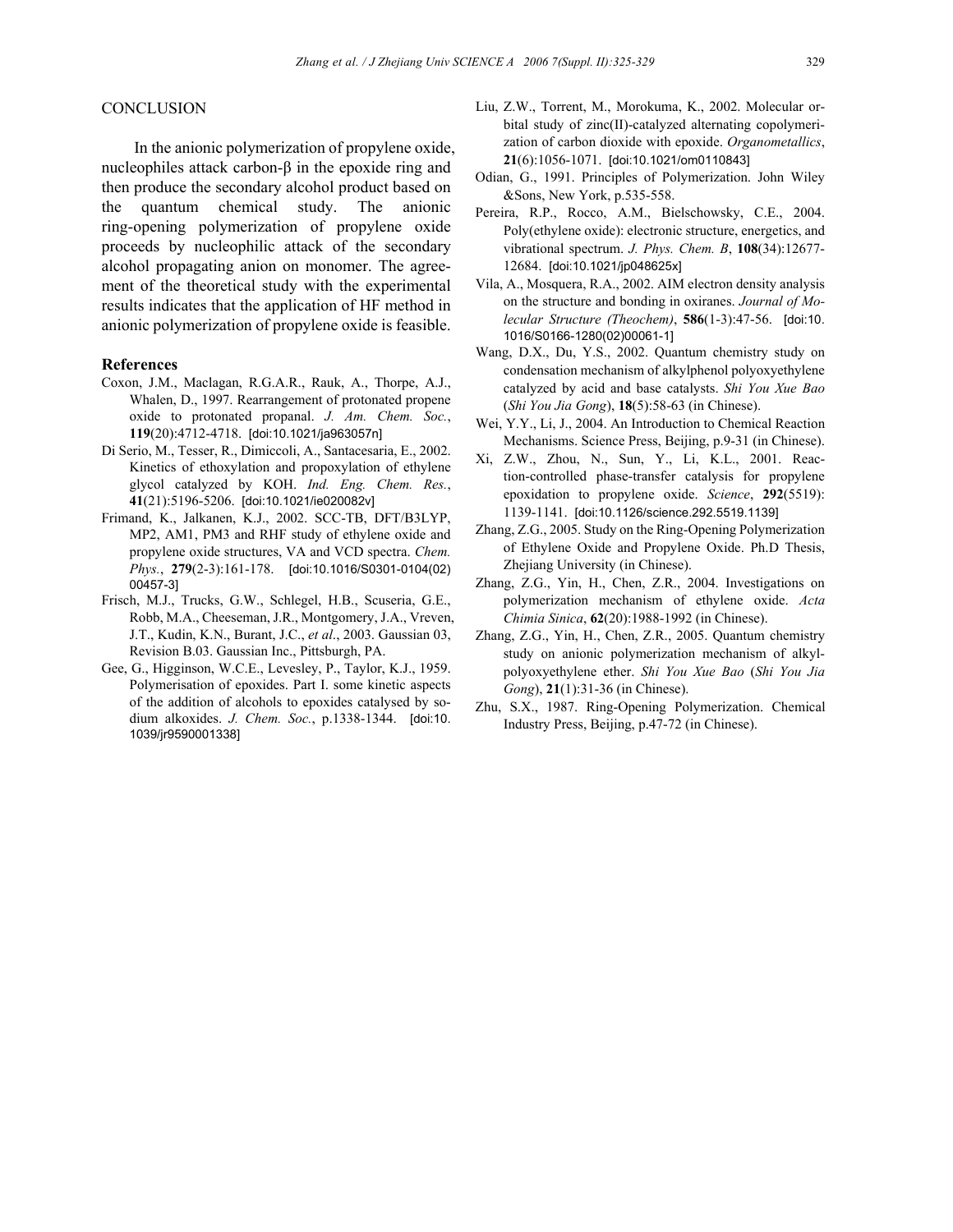## CONCLUSION

In the anionic polymerization of propylene oxide, nucleophiles attack carbon-β in the epoxide ring and then produce the secondary alcohol product based on the quantum chemical study. The anionic ring-opening polymerization of propylene oxide proceeds by nucleophilic attack of the secondary alcohol propagating anion on monomer. The agreement of the theoretical study with the experimental results indicates that the application of HF method in anionic polymerization of propylene oxide is feasible.

## References

Coxon, J.M., Maclagan, R.G.A.R., Rauk, A., Thorpe, A.J., Whalen, D., 1997. Rearrangement of protonated propene oxide to protonated propanal. *J. Am. Chem. Soc.*, **119**(20):4712-4718. [doi:10.1021/ja963057n]

Di Serio, M., Tesser, R., Dimiccoli, A., Santacesaria, E., 2002. Kinetics of ethoxylation and propoxylation of ethylene glycol catalyzed by KOH. *Ind. Eng. Chem. Res.*, **41**(21):5196-5206. [doi:10.1021/ie020082v]

Frimand, K., Jalkanen, K.J., 2002. SCC-TB, DFT/B3LYP, MP2, AM1, PM3 and RHF study of ethylene oxide and propylene oxide structures, VA and VCD spectra. *Chem. Phys.*, **279**(2-3):161-178. [doi:10.1016/S0301-0104(02)00457-3]

Frisch, M.J., Trucks, G.W., Schlegel, H.B., Scuseria, G.E., Robb, M.A., Cheeseman, J.R., Montgomery, J.A., Vreven, J.T., Kudin, K.N., Burant, J.C., *et al*., 2003. Gaussian 03, Revision B.03. Gaussian Inc., Pittsburgh, PA.

Gee, G., Higginson, W.C.E., Levesley, P., Taylor, K.J., 1959. Polymerisation of epoxides. Part I. some kinetic aspects of the addition of alcohols to epoxides catalysed by sodium alkoxides. *J. Chem. Soc.*, p.1338-1344. [doi:10.1039/jr9590001338]

Liu, Z.W., Torrent, M., Morokuma, K., 2002. Molecular orbital study of zinc(II)-catalyzed alternating copolymerization of carbon dioxide with epoxide. *Organometallics*, **21**(6):1056-1071. [doi:10.1021/om0110843]

Odian, G., 1991. Principles of Polymerization. John Wiley &Sons, New York, p.535-558.

Pereira, R.P., Rocco, A.M., Bielschowsky, C.E., 2004. Poly(ethylene oxide): electronic structure, energetics, and vibrational spectrum. *J. Phys. Chem. B*, **108**(34):12677-12684. [doi:10.1021/jp048625x]

Vila, A., Mosquera, R.A., 2002. AIM electron density analysis on the structure and bonding in oxiranes. *Journal of Molecular Structure (Theochem)*, **586**(1-3):47-56. [doi:10.1016/S0166-1280(02)00061-1]

Wang, D.X., Du, Y.S., 2002. Quantum chemistry study on condensation mechanism of alkylphenol polyoxyethylene catalyzed by acid and base catalysts. *Shi You Xue Bao* (*Shi You Jia Gong*), **18**(5):58-63 (in Chinese).

Wei, Y.Y., Li, J., 2004. An Introduction to Chemical Reaction Mechanisms. Science Press, Beijing, p.9-31 (in Chinese).

Xi, Z.W., Zhou, N., Sun, Y., Li, K.L., 2001. Reaction-controlled phase-transfer catalysis for propylene epoxidation to propylene oxide. *Science*, **292**(5519): 1139-1141. [doi:10.1126/science.292.5519.1139]

Zhang, Z.G., 2005. Study on the Ring-Opening Polymerization of Ethylene Oxide and Propylene Oxide. Ph.D Thesis, Zhejiang University (in Chinese).

Zhang, Z.G., Yin, H., Chen, Z.R., 2004. Investigations on polymerization mechanism of ethylene oxide. *Acta Chimia Sinica*, **62**(20):1988-1992 (in Chinese).

Zhang, Z.G., Yin, H., Chen, Z.R., 2005. Quantum chemistry study on anionic polymerization mechanism of alkylpolyoxyethylene ether. *Shi You Xue Bao* (*Shi You Jia Gong*), **21**(1):31-36 (in Chinese).

Zhu, S.X., 1987. Ring-Opening Polymerization. Chemical Industry Press, Beijing, p.47-72 (in Chinese).